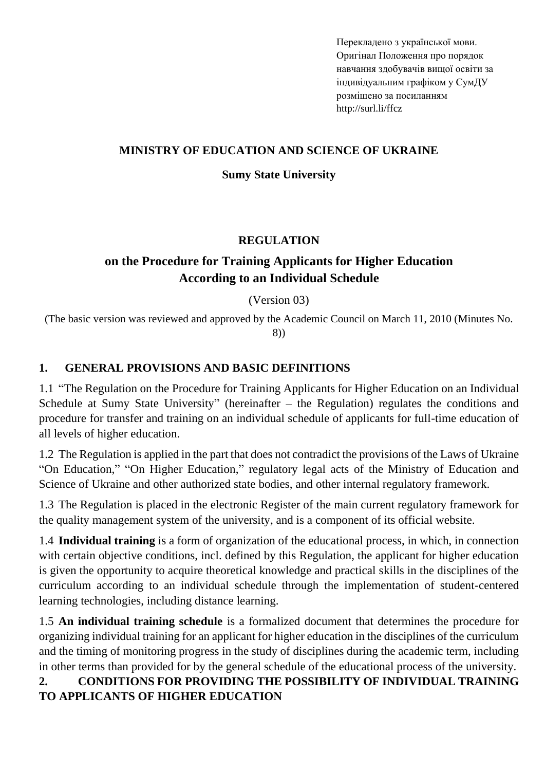Перекладено з української мови.
Оригінал Положення про порядок навчання здобувачів вищої освіти за індивідуальним графіком у СумДУ розміщено за посиланням http://surl.li/ffcz

**MINISTRY OF EDUCATION AND SCIENCE OF UKRAINE**

**Sumy State University**

# REGULATION

## on the Procedure for Training Applicants for Higher Education According to an Individual Schedule

(Version 03)

(The basic version was reviewed and approved by the Academic Council on March 11, 2010 (Minutes No. 8))

## 1. GENERAL PROVISIONS AND BASIC DEFINITIONS

1.1 "The Regulation on the Procedure for Training Applicants for Higher Education on an Individual Schedule at Sumy State University" (hereinafter – the Regulation) regulates the conditions and procedure for transfer and training on an individual schedule of applicants for full-time education of all levels of higher education.

1.2 The Regulation is applied in the part that does not contradict the provisions of the Laws of Ukraine "On Education," "On Higher Education," regulatory legal acts of the Ministry of Education and Science of Ukraine and other authorized state bodies, and other internal regulatory framework.

1.3 The Regulation is placed in the electronic Register of the main current regulatory framework for the quality management system of the university, and is a component of its official website.

1.4 **Individual training** is a form of organization of the educational process, in which, in connection with certain objective conditions, incl. defined by this Regulation, the applicant for higher education is given the opportunity to acquire theoretical knowledge and practical skills in the disciplines of the curriculum according to an individual schedule through the implementation of student-centered learning technologies, including distance learning.

1.5 **An individual training schedule** is a formalized document that determines the procedure for organizing individual training for an applicant for higher education in the disciplines of the curriculum and the timing of monitoring progress in the study of disciplines during the academic term, including in other terms than provided for by the general schedule of the educational process of the university.

## 2. CONDITIONS FOR PROVIDING THE POSSIBILITY OF INDIVIDUAL TRAINING TO APPLICANTS OF HIGHER EDUCATION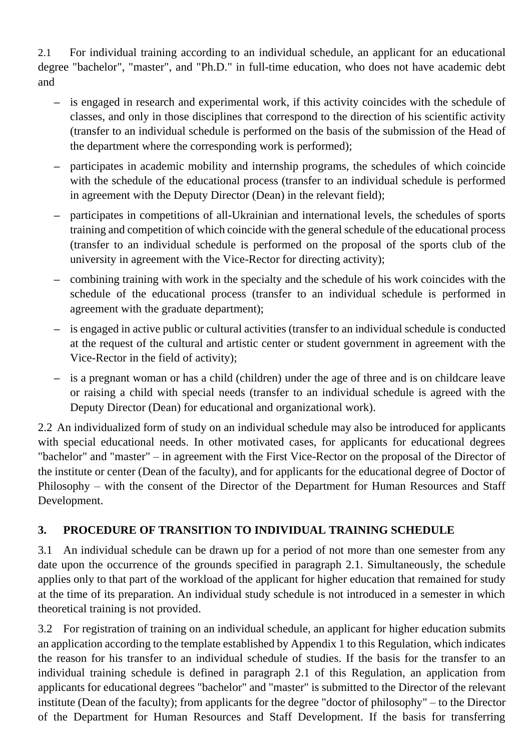2.1 For individual training according to an individual schedule, an applicant for an educational degree "bachelor", "master", and "Ph.D." in full-time education, who does not have academic debt and

– is engaged in research and experimental work, if this activity coincides with the schedule of classes, and only in those disciplines that correspond to the direction of his scientific activity (transfer to an individual schedule is performed on the basis of the submission of the Head of the department where the corresponding work is performed);
– participates in academic mobility and internship programs, the schedules of which coincide with the schedule of the educational process (transfer to an individual schedule is performed in agreement with the Deputy Director (Dean) in the relevant field);
– participates in competitions of all-Ukrainian and international levels, the schedules of sports training and competition of which coincide with the general schedule of the educational process (transfer to an individual schedule is performed on the proposal of the sports club of the university in agreement with the Vice-Rector for directing activity);
– combining training with work in the specialty and the schedule of his work coincides with the schedule of the educational process (transfer to an individual schedule is performed in agreement with the graduate department);
– is engaged in active public or cultural activities (transfer to an individual schedule is conducted at the request of the cultural and artistic center or student government in agreement with the Vice-Rector in the field of activity);
– is a pregnant woman or has a child (children) under the age of three and is on childcare leave or raising a child with special needs (transfer to an individual schedule is agreed with the Deputy Director (Dean) for educational and organizational work).

2.2 An individualized form of study on an individual schedule may also be introduced for applicants with special educational needs. In other motivated cases, for applicants for educational degrees "bachelor" and "master" – in agreement with the First Vice-Rector on the proposal of the Director of the institute or center (Dean of the faculty), and for applicants for the educational degree of Doctor of Philosophy – with the consent of the Director of the Department for Human Resources and Staff Development.

## 3. PROCEDURE OF TRANSITION TO INDIVIDUAL TRAINING SCHEDULE

3.1 An individual schedule can be drawn up for a period of not more than one semester from any date upon the occurrence of the grounds specified in paragraph 2.1. Simultaneously, the schedule applies only to that part of the workload of the applicant for higher education that remained for study at the time of its preparation. An individual study schedule is not introduced in a semester in which theoretical training is not provided.

3.2 For registration of training on an individual schedule, an applicant for higher education submits an application according to the template established by Appendix 1 to this Regulation, which indicates the reason for his transfer to an individual schedule of studies. If the basis for the transfer to an individual training schedule is defined in paragraph 2.1 of this Regulation, an application from applicants for educational degrees "bachelor" and "master" is submitted to the Director of the relevant institute (Dean of the faculty); from applicants for the degree "doctor of philosophy" – to the Director of the Department for Human Resources and Staff Development. If the basis for transferring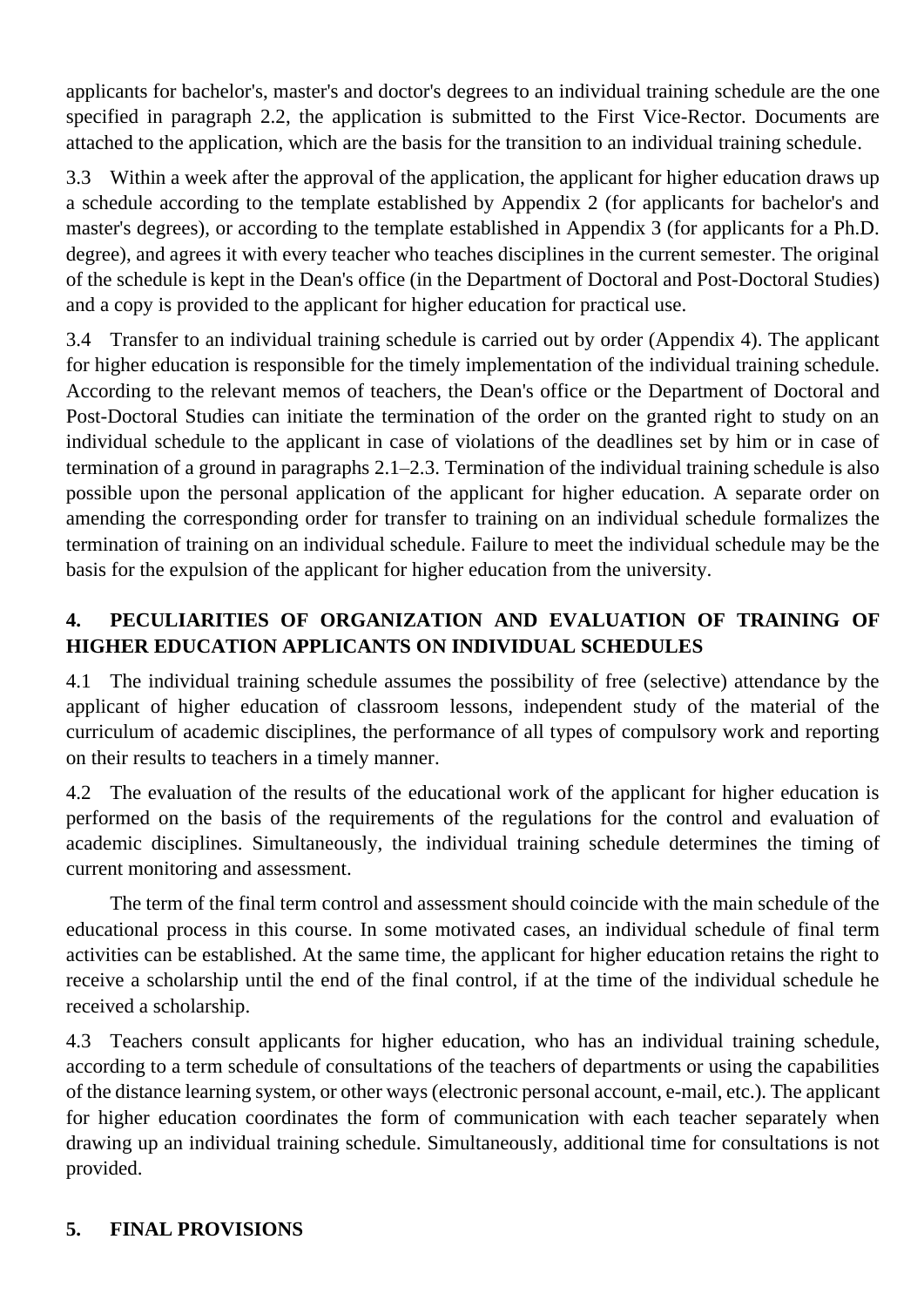applicants for bachelor's, master's and doctor's degrees to an individual training schedule are the one specified in paragraph 2.2, the application is submitted to the First Vice-Rector. Documents are attached to the application, which are the basis for the transition to an individual training schedule.

3.3 Within a week after the approval of the application, the applicant for higher education draws up a schedule according to the template established by Appendix 2 (for applicants for bachelor's and master's degrees), or according to the template established in Appendix 3 (for applicants for a Ph.D. degree), and agrees it with every teacher who teaches disciplines in the current semester. The original of the schedule is kept in the Dean's office (in the Department of Doctoral and Post-Doctoral Studies) and a copy is provided to the applicant for higher education for practical use.

3.4 Transfer to an individual training schedule is carried out by order (Appendix 4). The applicant for higher education is responsible for the timely implementation of the individual training schedule. According to the relevant memos of teachers, the Dean's office or the Department of Doctoral and Post-Doctoral Studies can initiate the termination of the order on the granted right to study on an individual schedule to the applicant in case of violations of the deadlines set by him or in case of termination of a ground in paragraphs 2.1–2.3. Termination of the individual training schedule is also possible upon the personal application of the applicant for higher education. A separate order on amending the corresponding order for transfer to training on an individual schedule formalizes the termination of training on an individual schedule. Failure to meet the individual schedule may be the basis for the expulsion of the applicant for higher education from the university.

## 4. PECULIARITIES OF ORGANIZATION AND EVALUATION OF TRAINING OF HIGHER EDUCATION APPLICANTS ON INDIVIDUAL SCHEDULES

4.1 The individual training schedule assumes the possibility of free (selective) attendance by the applicant of higher education of classroom lessons, independent study of the material of the curriculum of academic disciplines, the performance of all types of compulsory work and reporting on their results to teachers in a timely manner.

4.2 The evaluation of the results of the educational work of the applicant for higher education is performed on the basis of the requirements of the regulations for the control and evaluation of academic disciplines. Simultaneously, the individual training schedule determines the timing of current monitoring and assessment.

The term of the final term control and assessment should coincide with the main schedule of the educational process in this course. In some motivated cases, an individual schedule of final term activities can be established. At the same time, the applicant for higher education retains the right to receive a scholarship until the end of the final control, if at the time of the individual schedule he received a scholarship.

4.3 Teachers consult applicants for higher education, who has an individual training schedule, according to a term schedule of consultations of the teachers of departments or using the capabilities of the distance learning system, or other ways (electronic personal account, e-mail, etc.). The applicant for higher education coordinates the form of communication with each teacher separately when drawing up an individual training schedule. Simultaneously, additional time for consultations is not provided.

## 5. FINAL PROVISIONS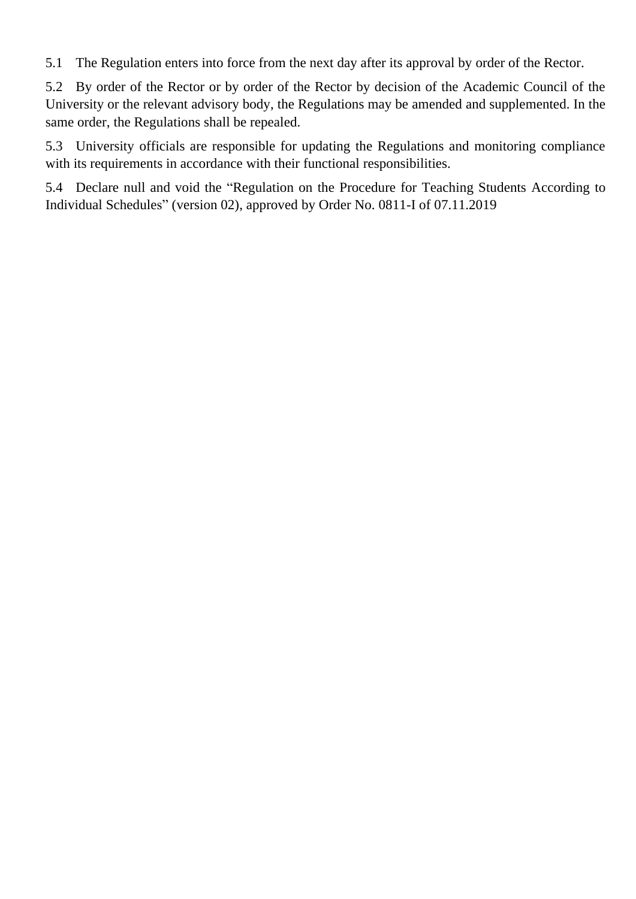5.1 The Regulation enters into force from the next day after its approval by order of the Rector.

5.2 By order of the Rector or by order of the Rector by decision of the Academic Council of the University or the relevant advisory body, the Regulations may be amended and supplemented. In the same order, the Regulations shall be repealed.

5.3 University officials are responsible for updating the Regulations and monitoring compliance with its requirements in accordance with their functional responsibilities.

5.4 Declare null and void the "Regulation on the Procedure for Teaching Students According to Individual Schedules" (version 02), approved by Order No. 0811-I of 07.11.2019